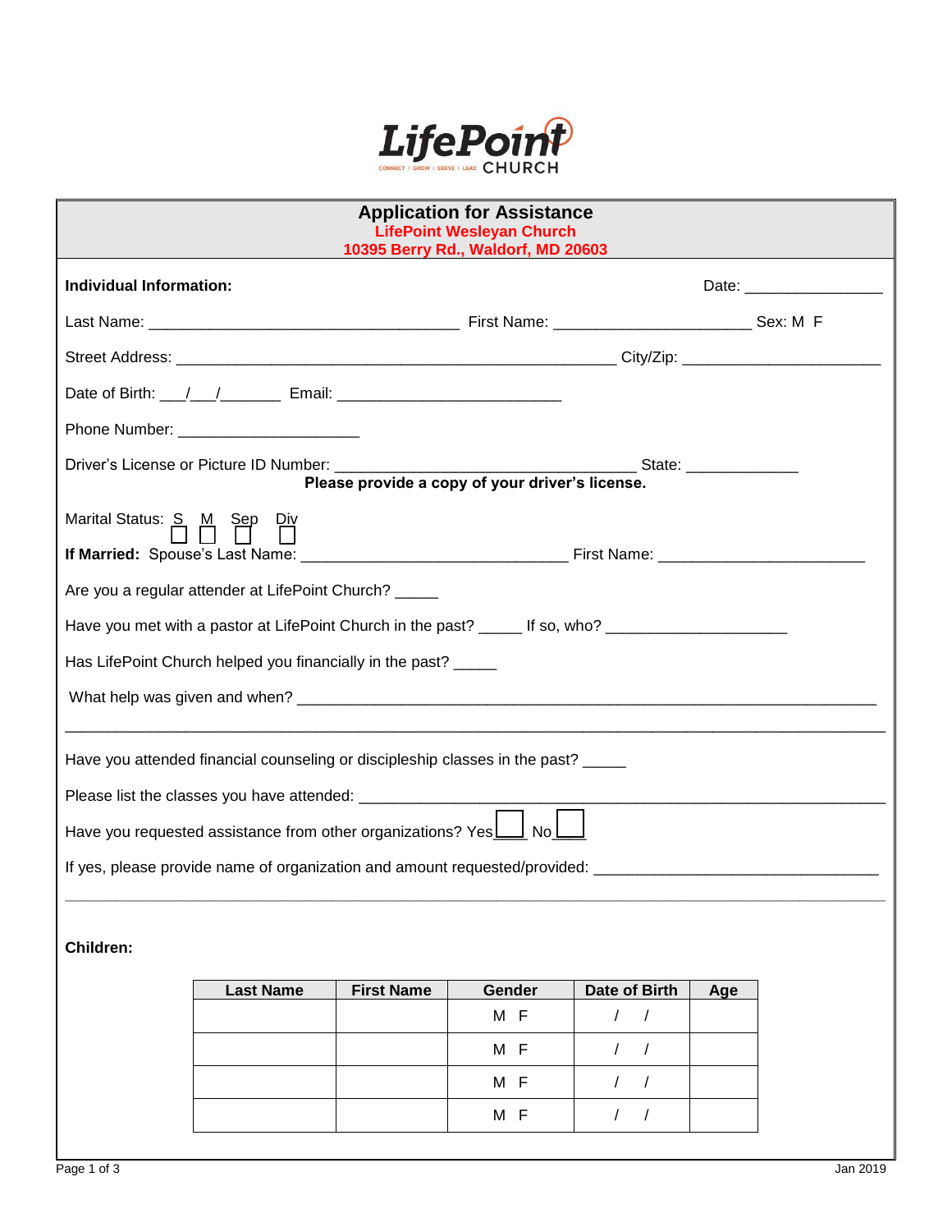LifePoint CHURCH
CONNECT | GROW | SERVE | LEAD

# Application for Assistance

**LifePoint Wesleyan Church**
**10395 Berry Rd., Waldorf, MD 20603**

**Individual Information:** Date: ________________

Last Name: ____________________________________ First Name: ______________________ Sex: M F

Street Address: ___________________________________________________ City/Zip: _______________________

Date of Birth: ___/___/_______ Email: __________________________

Phone Number: _____________________

Driver's License or Picture ID Number: ___________________________________ State: _____________

**Please provide a copy of your driver's license.**

Marital Status: S ☐ M ☐ Sep ☐ Div ☐

**If Married:** Spouse's Last Name: ______________________________ First Name: ________________________

Are you a regular attender at LifePoint Church? _____

Have you met with a pastor at LifePoint Church in the past? _____ If so, who? ____________________

Has LifePoint Church helped you financially in the past? _____

What help was given and when? ___________________________________________________________________

_________________________________________________________________________________________________

Have you attended financial counseling or discipleship classes in the past? _____

Please list the classes you have attended: ____________________________________________________________

Have you requested assistance from other organizations? Yes ☐ No ☐

If yes, please provide name of organization and amount requested/provided: _______________________________

_________________________________________________________________________________________________

**Children:**

| Last Name | First Name | Gender | Date of Birth | Age |
|---|---|---|---|---|
| | | M F | / / | |
| | | M F | / / | |
| | | M F | / / | |
| | | M F | / / | |

Jan 2019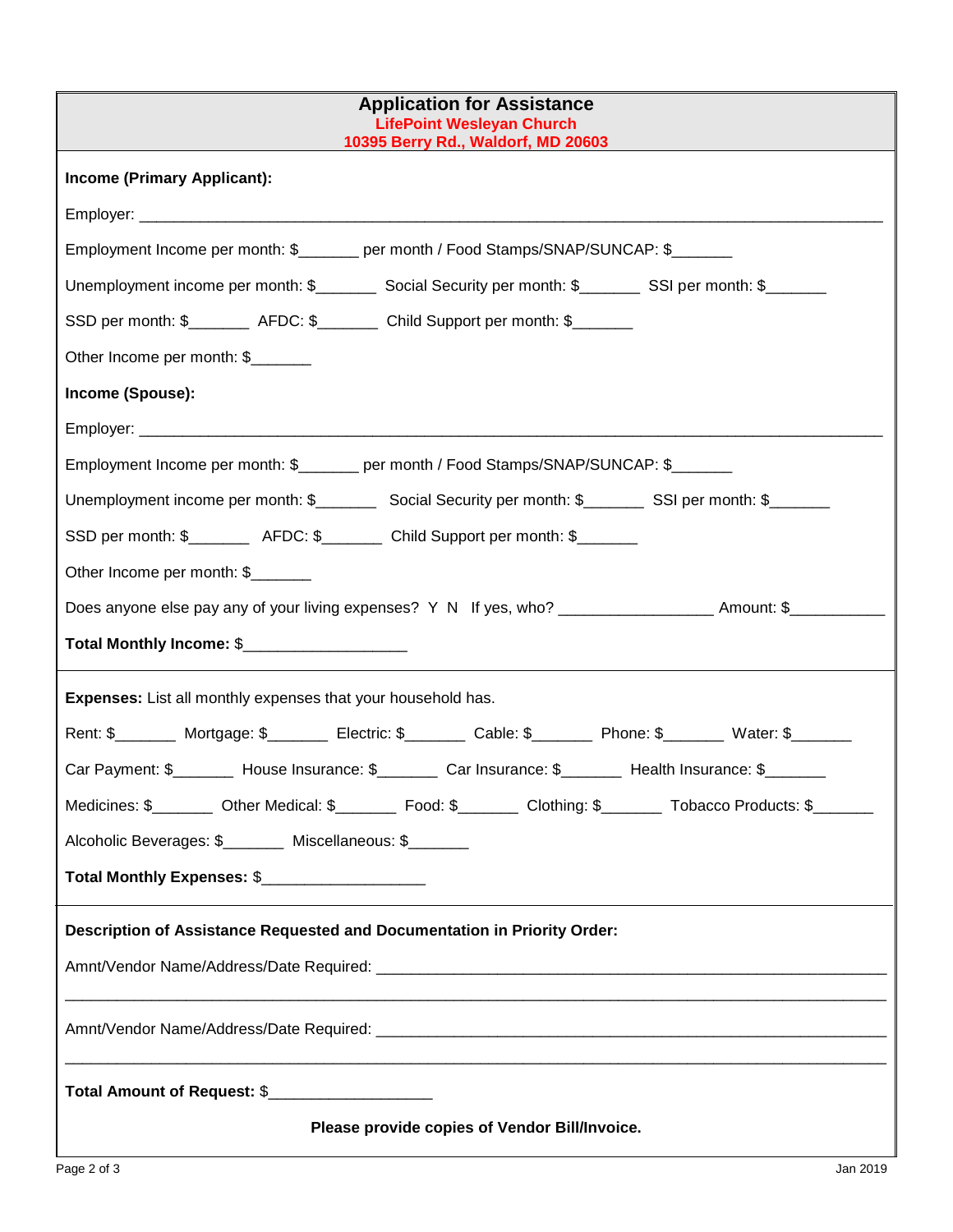# Application for Assistance

**LifePoint Wesleyan Church**
**10395 Berry Rd., Waldorf, MD 20603**

**Income (Primary Applicant):**

Employer: ________________________________________________________________________________

Employment Income per month: $_______ per month / Food Stamps/SNAP/SUNCAP: $_______

Unemployment income per month: $_______ Social Security per month: $_______ SSI per month: $_______

SSD per month: $_______ AFDC: $_______ Child Support per month: $_______

Other Income per month: $_______

**Income (Spouse):**

Employer: ________________________________________________________________________________

Employment Income per month: $_______ per month / Food Stamps/SNAP/SUNCAP: $_______

Unemployment income per month: $_______ Social Security per month: $_______ SSI per month: $_______

SSD per month: $_______ AFDC: $_______ Child Support per month: $_______

Other Income per month: $_______

Does anyone else pay any of your living expenses? Y N If yes, who? _________________ Amount: $___________

**Total Monthly Income:** $___________________

**Expenses:** List all monthly expenses that your household has.

Rent: $_______ Mortgage: $_______ Electric: $_______ Cable: $_______ Phone: $_______ Water: $_______

Car Payment: $_______ House Insurance: $_______ Car Insurance: $_______ Health Insurance: $_______

Medicines: $_______ Other Medical: $_______ Food: $_______ Clothing: $_______ Tobacco Products: $_______

Alcoholic Beverages: $_______ Miscellaneous: $_______

**Total Monthly Expenses:** $___________________

**Description of Assistance Requested and Documentation in Priority Order:**

Amnt/Vendor Name/Address/Date Required: ____________________________________________________________

__________________________________________________________________________________________

Amnt/Vendor Name/Address/Date Required: ____________________________________________________________

__________________________________________________________________________________________

**Total Amount of Request:** $___________________

**Please provide copies of Vendor Bill/Invoice.**

Jan 2019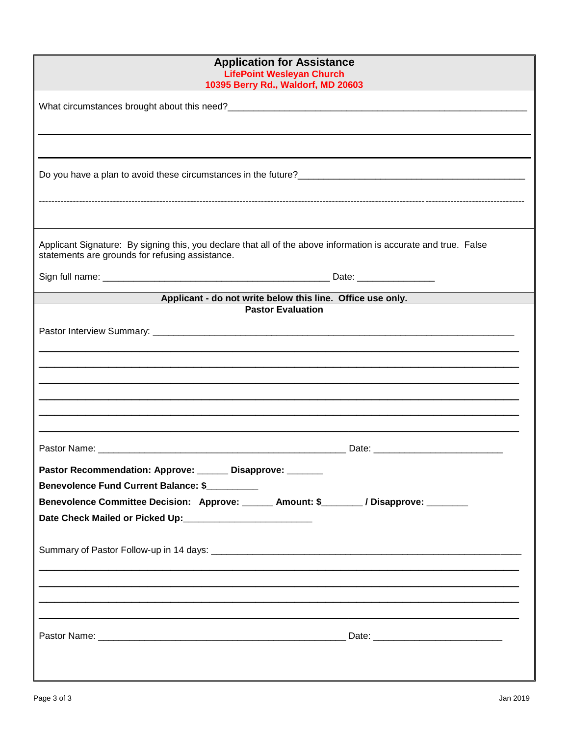# Application for Assistance

**LifePoint Wesleyan Church**
**10395 Berry Rd., Waldorf, MD 20603**

What circumstances brought about this need?_______________________________________________________________

_______________________________________________________________

_______________________________________________________________

Do you have a plan to avoid these circumstances in the future?_______________________________________________

-------------------------------------------------------------------------------------------------------------------------------

Applicant Signature: By signing this, you declare that all of the above information is accurate and true. False statements are grounds for refusing assistance.

Sign full name: _______________________________________________ Date: _______________

**Applicant - do not write below this line. Office use only.**

## Pastor Evaluation

Pastor Interview Summary: _______________________________________________________________

_______________________________________________________________

_______________________________________________________________

_______________________________________________________________

_______________________________________________________________

_______________________________________________________________

_______________________________________________________________

Pastor Name: ____________________________________________________ Date: _________________________

**Pastor Recommendation: Approve: ______ Disapprove: _______**

**Benevolence Fund Current Balance: $__________**

**Benevolence Committee Decision: Approve: ______ Amount: $________ / Disapprove: ________**

**Date Check Mailed or Picked Up:_________________________**

Summary of Pastor Follow-up in 14 days: _______________________________________________________________

_______________________________________________________________

_______________________________________________________________

_______________________________________________________________

_______________________________________________________________

Pastor Name: ____________________________________________________ Date: _________________________

Jan 2019